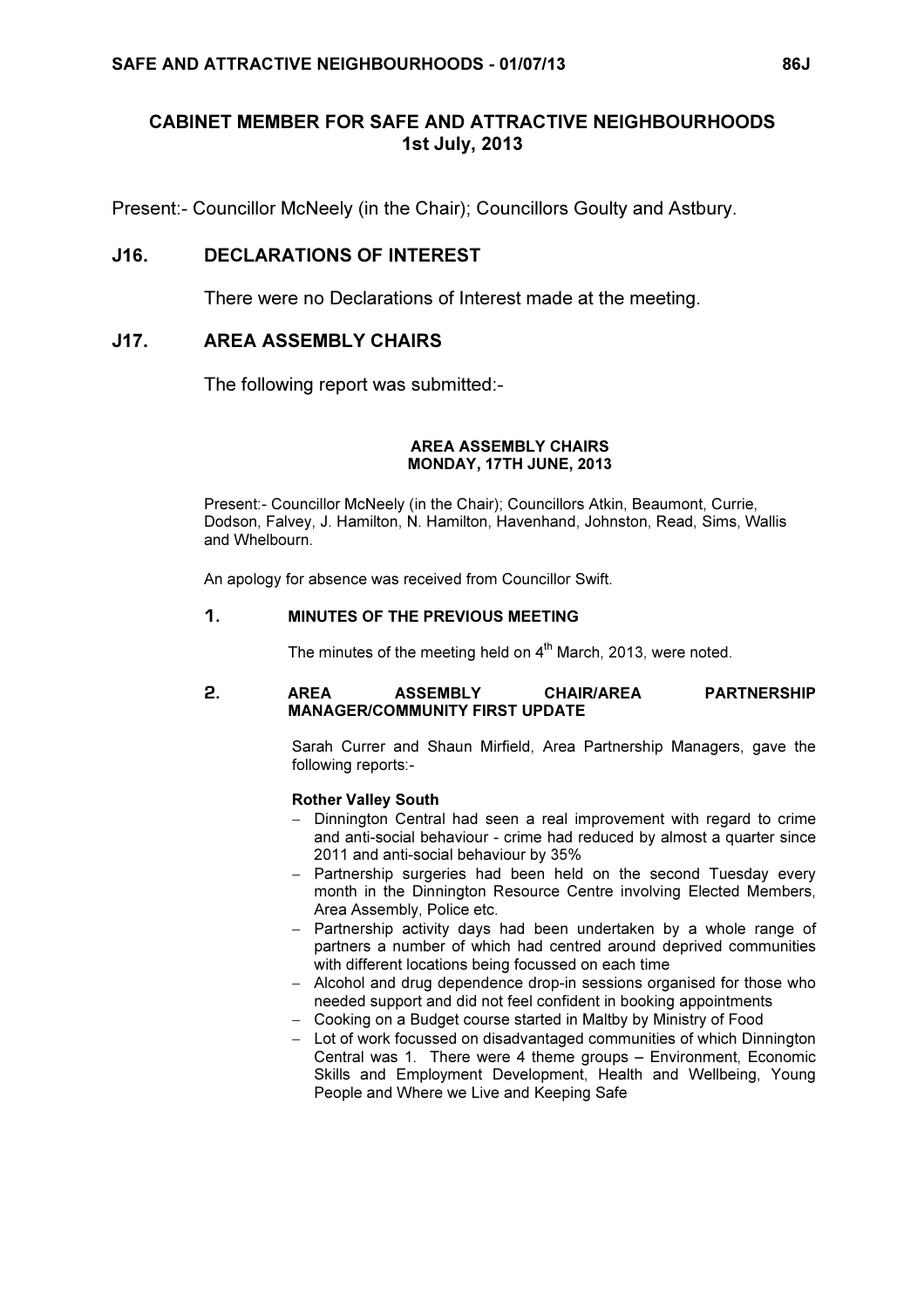## CABINET MEMBER FOR SAFE AND ATTRACTIVE NEIGHBOURHOODS
## 1st July, 2013

Present:- Councillor McNeely (in the Chair); Councillors Goulty and Astbury.

### J16. DECLARATIONS OF INTEREST

There were no Declarations of Interest made at the meeting.

### J17. AREA ASSEMBLY CHAIRS

The following report was submitted:-

**AREA ASSEMBLY CHAIRS**
**MONDAY, 17TH JUNE, 2013**

Present:- Councillor McNeely (in the Chair); Councillors Atkin, Beaumont, Currie, Dodson, Falvey, J. Hamilton, N. Hamilton, Havenhand, Johnston, Read, Sims, Wallis and Whelbourn.

An apology for absence was received from Councillor Swift.

**1. MINUTES OF THE PREVIOUS MEETING**

The minutes of the meeting held on 4th March, 2013, were noted.

**2. AREA ASSEMBLY CHAIR/AREA PARTNERSHIP MANAGER/COMMUNITY FIRST UPDATE**

Sarah Currer and Shaun Mirfield, Area Partnership Managers, gave the following reports:-

**Rother Valley South**

- Dinnington Central had seen a real improvement with regard to crime and anti-social behaviour - crime had reduced by almost a quarter since 2011 and anti-social behaviour by 35%
- Partnership surgeries had been held on the second Tuesday every month in the Dinnington Resource Centre involving Elected Members, Area Assembly, Police etc.
- Partnership activity days had been undertaken by a whole range of partners a number of which had centred around deprived communities with different locations being focussed on each time
- Alcohol and drug dependence drop-in sessions organised for those who needed support and did not feel confident in booking appointments
- Cooking on a Budget course started in Maltby by Ministry of Food
- Lot of work focussed on disadvantaged communities of which Dinnington Central was 1. There were 4 theme groups – Environment, Economic Skills and Employment Development, Health and Wellbeing, Young People and Where we Live and Keeping Safe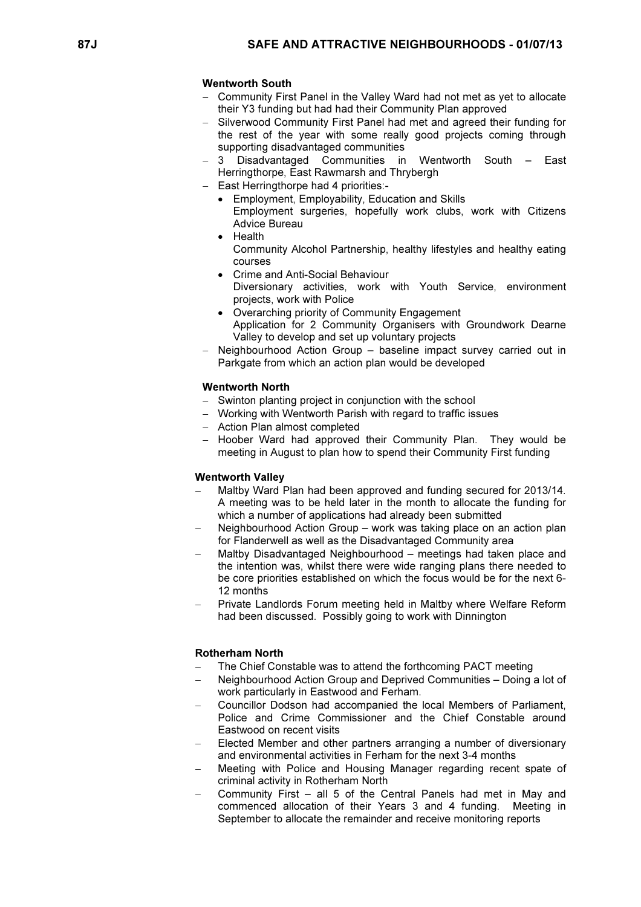**Wentworth South**

- Community First Panel in the Valley Ward had not met as yet to allocate their Y3 funding but had had their Community Plan approved
- Silverwood Community First Panel had met and agreed their funding for the rest of the year with some really good projects coming through supporting disadvantaged communities
- 3 Disadvantaged Communities in Wentworth South – East Herringthorpe, East Rawmarsh and Thrybergh
- East Herringthorpe had 4 priorities:-
  - Employment, Employability, Education and Skills
    Employment surgeries, hopefully work clubs, work with Citizens Advice Bureau
  - Health
    Community Alcohol Partnership, healthy lifestyles and healthy eating courses
  - Crime and Anti-Social Behaviour
    Diversionary activities, work with Youth Service, environment projects, work with Police
  - Overarching priority of Community Engagement
    Application for 2 Community Organisers with Groundwork Dearne Valley to develop and set up voluntary projects
- Neighbourhood Action Group – baseline impact survey carried out in Parkgate from which an action plan would be developed

**Wentworth North**

- Swinton planting project in conjunction with the school
- Working with Wentworth Parish with regard to traffic issues
- Action Plan almost completed
- Hoober Ward had approved their Community Plan. They would be meeting in August to plan how to spend their Community First funding

**Wentworth Valley**

- Maltby Ward Plan had been approved and funding secured for 2013/14. A meeting was to be held later in the month to allocate the funding for which a number of applications had already been submitted
- Neighbourhood Action Group – work was taking place on an action plan for Flanderwell as well as the Disadvantaged Community area
- Maltby Disadvantaged Neighbourhood – meetings had taken place and the intention was, whilst there were wide ranging plans there needed to be core priorities established on which the focus would be for the next 6-12 months
- Private Landlords Forum meeting held in Maltby where Welfare Reform had been discussed. Possibly going to work with Dinnington

**Rotherham North**

- The Chief Constable was to attend the forthcoming PACT meeting
- Neighbourhood Action Group and Deprived Communities – Doing a lot of work particularly in Eastwood and Ferham.
- Councillor Dodson had accompanied the local Members of Parliament, Police and Crime Commissioner and the Chief Constable around Eastwood on recent visits
- Elected Member and other partners arranging a number of diversionary and environmental activities in Ferham for the next 3-4 months
- Meeting with Police and Housing Manager regarding recent spate of criminal activity in Rotherham North
- Community First – all 5 of the Central Panels had met in May and commenced allocation of their Years 3 and 4 funding. Meeting in September to allocate the remainder and receive monitoring reports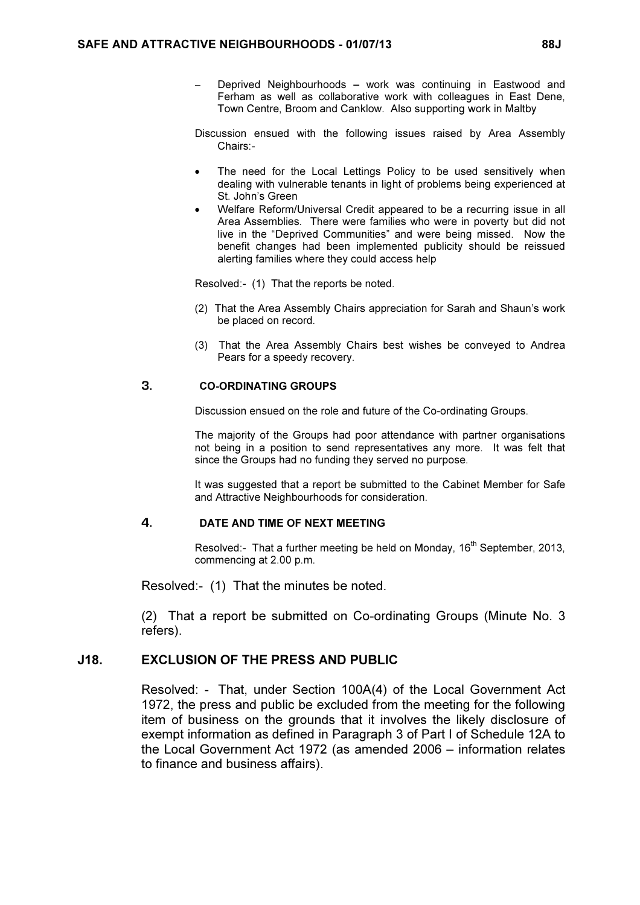- Deprived Neighbourhoods – work was continuing in Eastwood and Ferham as well as collaborative work with colleagues in East Dene, Town Centre, Broom and Canklow. Also supporting work in Maltby

Discussion ensued with the following issues raised by Area Assembly Chairs:-

- The need for the Local Lettings Policy to be used sensitively when dealing with vulnerable tenants in light of problems being experienced at St. John's Green
- Welfare Reform/Universal Credit appeared to be a recurring issue in all Area Assemblies. There were families who were in poverty but did not live in the "Deprived Communities" and were being missed. Now the benefit changes had been implemented publicity should be reissued alerting families where they could access help

Resolved:- (1) That the reports be noted.

(2) That the Area Assembly Chairs appreciation for Sarah and Shaun's work be placed on record.

(3) That the Area Assembly Chairs best wishes be conveyed to Andrea Pears for a speedy recovery.

**3. CO-ORDINATING GROUPS**

Discussion ensued on the role and future of the Co-ordinating Groups.

The majority of the Groups had poor attendance with partner organisations not being in a position to send representatives any more. It was felt that since the Groups had no funding they served no purpose.

It was suggested that a report be submitted to the Cabinet Member for Safe and Attractive Neighbourhoods for consideration.

**4. DATE AND TIME OF NEXT MEETING**

Resolved:- That a further meeting be held on Monday, 16th September, 2013, commencing at 2.00 p.m.

Resolved:- (1) That the minutes be noted.

(2) That a report be submitted on Co-ordinating Groups (Minute No. 3 refers).

## J18. EXCLUSION OF THE PRESS AND PUBLIC

Resolved: - That, under Section 100A(4) of the Local Government Act 1972, the press and public be excluded from the meeting for the following item of business on the grounds that it involves the likely disclosure of exempt information as defined in Paragraph 3 of Part I of Schedule 12A to the Local Government Act 1972 (as amended 2006 – information relates to finance and business affairs).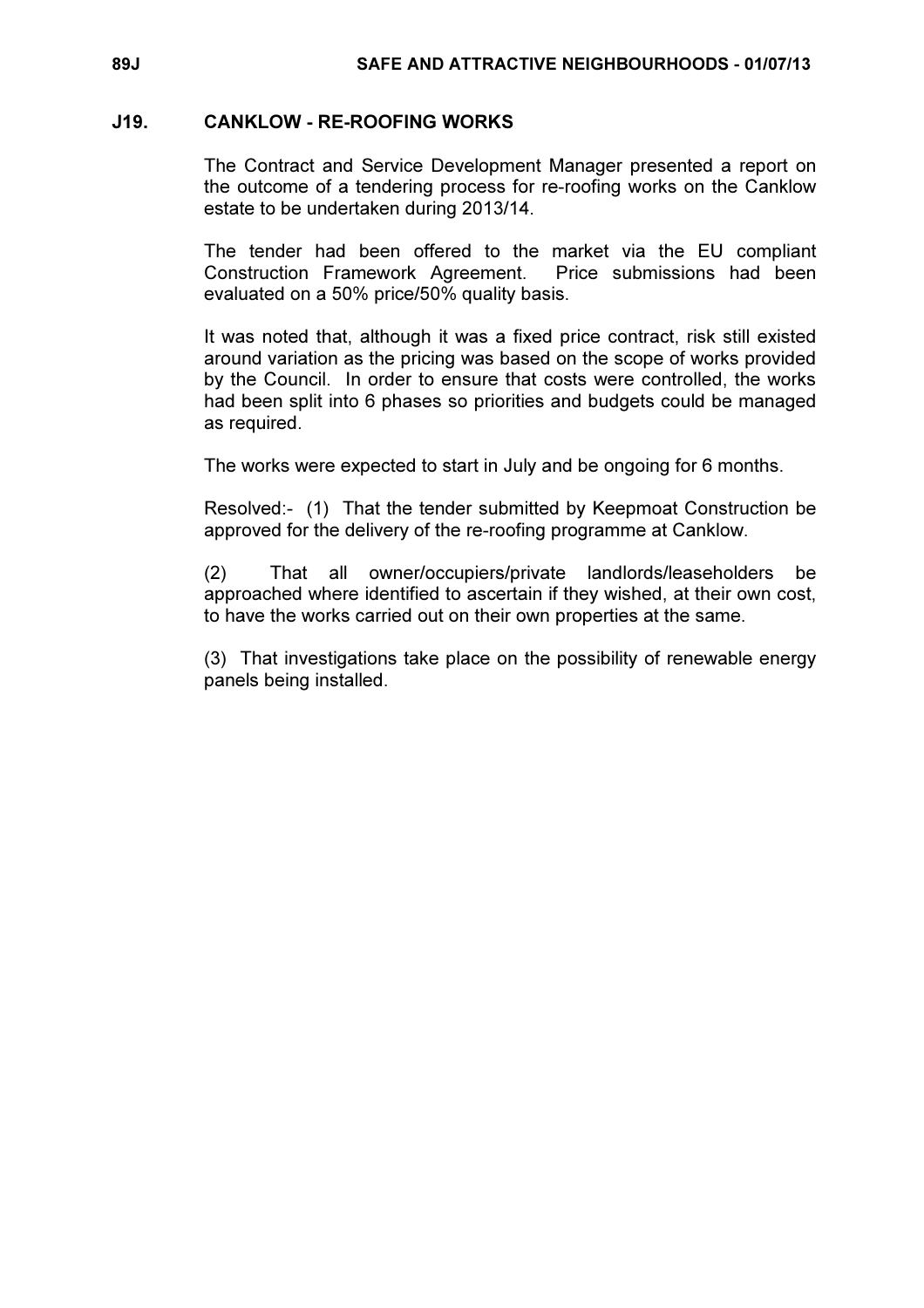## J19. CANKLOW - RE-ROOFING WORKS

The Contract and Service Development Manager presented a report on the outcome of a tendering process for re-roofing works on the Canklow estate to be undertaken during 2013/14.

The tender had been offered to the market via the EU compliant Construction Framework Agreement. Price submissions had been evaluated on a 50% price/50% quality basis.

It was noted that, although it was a fixed price contract, risk still existed around variation as the pricing was based on the scope of works provided by the Council. In order to ensure that costs were controlled, the works had been split into 6 phases so priorities and budgets could be managed as required.

The works were expected to start in July and be ongoing for 6 months.

Resolved:- (1) That the tender submitted by Keepmoat Construction be approved for the delivery of the re-roofing programme at Canklow.

(2) That all owner/occupiers/private landlords/leaseholders be approached where identified to ascertain if they wished, at their own cost, to have the works carried out on their own properties at the same.

(3) That investigations take place on the possibility of renewable energy panels being installed.